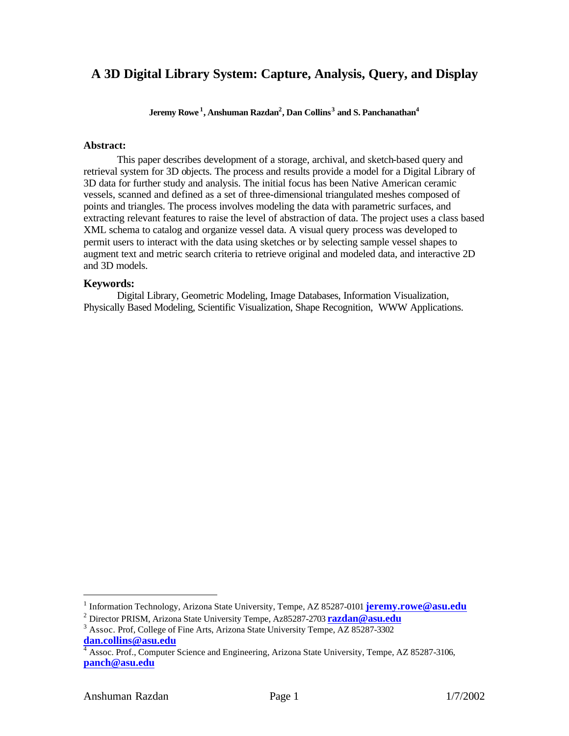# A 3D Digital Library System: Capture, Analysis, Query, and Display

**Jeremy Rowe[1], Anshuman Razdan[2], Dan Collins[3] and S. Panchanathan[4]**

### Abstract:

This paper describes development of a storage, archival, and sketch-based query and retrieval system for 3D objects. The process and results provide a model for a Digital Library of 3D data for further study and analysis. The initial focus has been Native American ceramic vessels, scanned and defined as a set of three-dimensional triangulated meshes composed of points and triangles. The process involves modeling the data with parametric surfaces, and extracting relevant features to raise the level of abstraction of data. The project uses a class based XML schema to catalog and organize vessel data. A visual query process was developed to permit users to interact with the data using sketches or by selecting sample vessel shapes to augment text and metric search criteria to retrieve original and modeled data, and interactive 2D and 3D models.

### Keywords:

Digital Library, Geometric Modeling, Image Databases, Information Visualization, Physically Based Modeling, Scientific Visualization, Shape Recognition, WWW Applications.

---

[1] Information Technology, Arizona State University, Tempe, AZ 85287-0101 **jeremy.rowe@asu.edu**

[2] Director PRISM, Arizona State University Tempe, Az85287-2703 **razdan@asu.edu**

[3] Assoc. Prof, College of Fine Arts, Arizona State University Tempe, AZ 85287-3302 **dan.collins@asu.edu**

[4] Assoc. Prof., Computer Science and Engineering, Arizona State University, Tempe, AZ 85287-3106, **panch@asu.edu**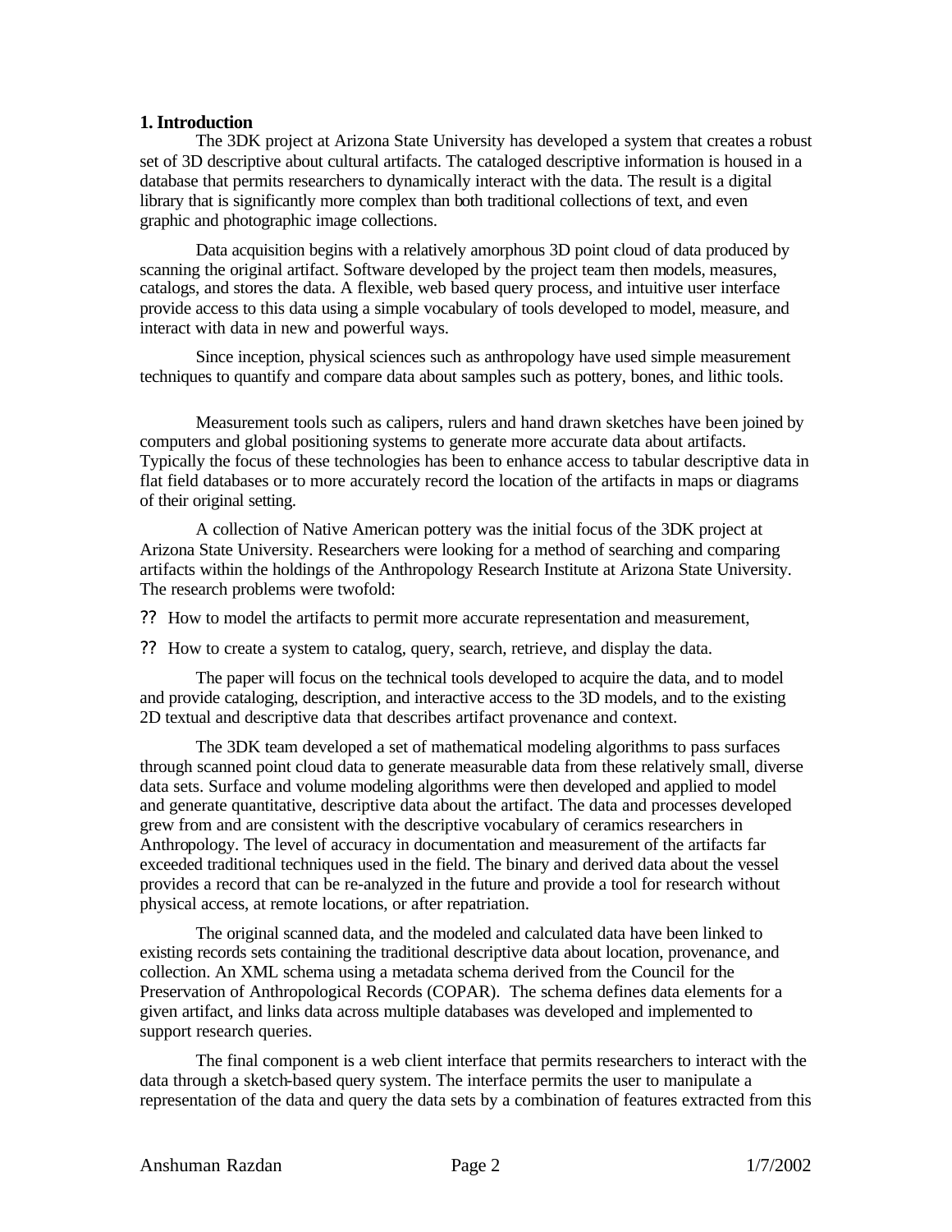## 1. Introduction

The 3DK project at Arizona State University has developed a system that creates a robust set of 3D descriptive about cultural artifacts. The cataloged descriptive information is housed in a database that permits researchers to dynamically interact with the data. The result is a digital library that is significantly more complex than both traditional collections of text, and even graphic and photographic image collections.

Data acquisition begins with a relatively amorphous 3D point cloud of data produced by scanning the original artifact. Software developed by the project team then models, measures, catalogs, and stores the data. A flexible, web based query process, and intuitive user interface provide access to this data using a simple vocabulary of tools developed to model, measure, and interact with data in new and powerful ways.

Since inception, physical sciences such as anthropology have used simple measurement techniques to quantify and compare data about samples such as pottery, bones, and lithic tools.

Measurement tools such as calipers, rulers and hand drawn sketches have been joined by computers and global positioning systems to generate more accurate data about artifacts. Typically the focus of these technologies has been to enhance access to tabular descriptive data in flat field databases or to more accurately record the location of the artifacts in maps or diagrams of their original setting.

A collection of Native American pottery was the initial focus of the 3DK project at Arizona State University. Researchers were looking for a method of searching and comparing artifacts within the holdings of the Anthropology Research Institute at Arizona State University. The research problems were twofold:

- How to model the artifacts to permit more accurate representation and measurement,
- How to create a system to catalog, query, search, retrieve, and display the data.

The paper will focus on the technical tools developed to acquire the data, and to model and provide cataloging, description, and interactive access to the 3D models, and to the existing 2D textual and descriptive data that describes artifact provenance and context.

The 3DK team developed a set of mathematical modeling algorithms to pass surfaces through scanned point cloud data to generate measurable data from these relatively small, diverse data sets. Surface and volume modeling algorithms were then developed and applied to model and generate quantitative, descriptive data about the artifact. The data and processes developed grew from and are consistent with the descriptive vocabulary of ceramics researchers in Anthropology. The level of accuracy in documentation and measurement of the artifacts far exceeded traditional techniques used in the field. The binary and derived data about the vessel provides a record that can be re-analyzed in the future and provide a tool for research without physical access, at remote locations, or after repatriation.

The original scanned data, and the modeled and calculated data have been linked to existing records sets containing the traditional descriptive data about location, provenance, and collection. An XML schema using a metadata schema derived from the Council for the Preservation of Anthropological Records (COPAR). The schema defines data elements for a given artifact, and links data across multiple databases was developed and implemented to support research queries.

The final component is a web client interface that permits researchers to interact with the data through a sketch-based query system. The interface permits the user to manipulate a representation of the data and query the data sets by a combination of features extracted from this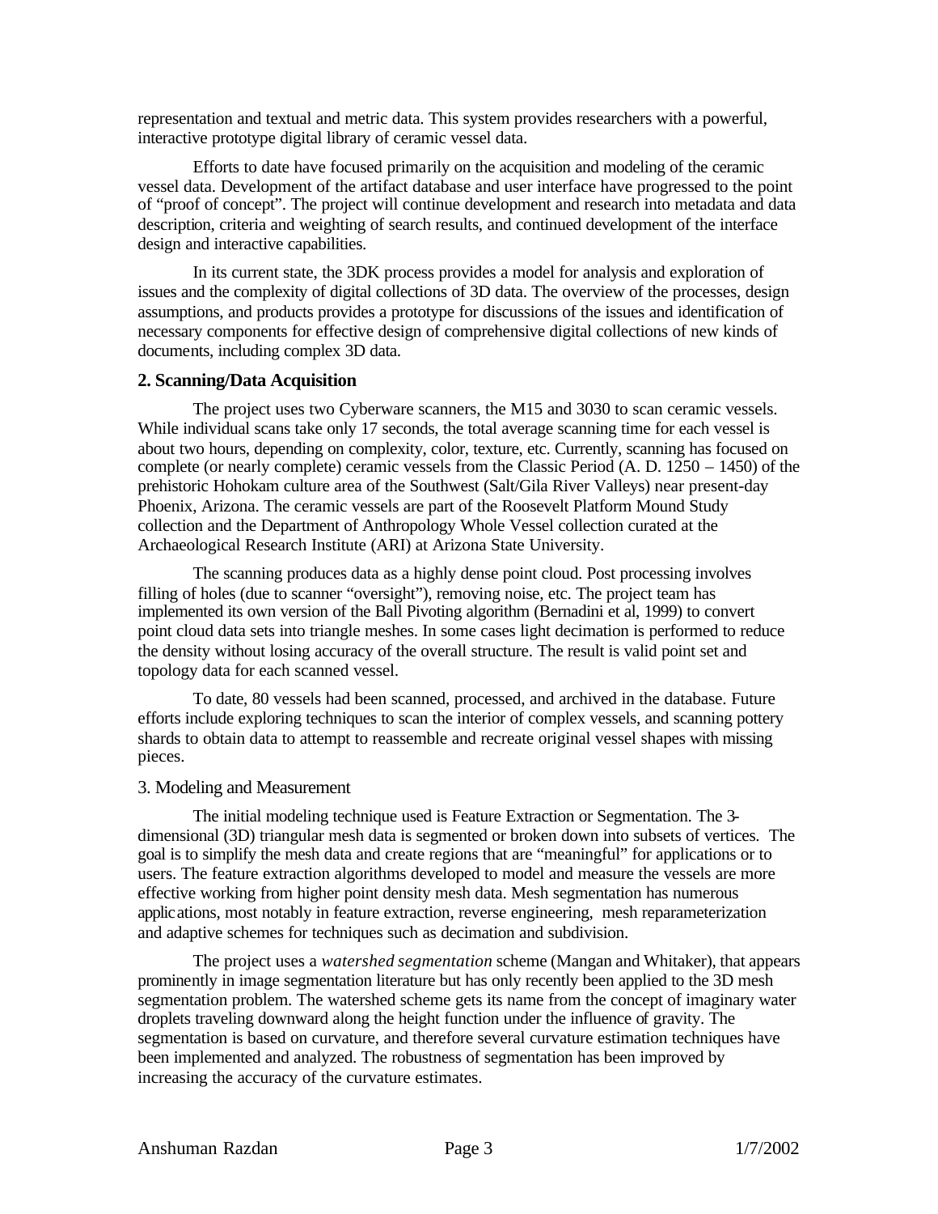representation and textual and metric data. This system provides researchers with a powerful, interactive prototype digital library of ceramic vessel data.

Efforts to date have focused primarily on the acquisition and modeling of the ceramic vessel data. Development of the artifact database and user interface have progressed to the point of "proof of concept". The project will continue development and research into metadata and data description, criteria and weighting of search results, and continued development of the interface design and interactive capabilities.

In its current state, the 3DK process provides a model for analysis and exploration of issues and the complexity of digital collections of 3D data. The overview of the processes, design assumptions, and products provides a prototype for discussions of the issues and identification of necessary components for effective design of comprehensive digital collections of new kinds of documents, including complex 3D data.

## 2. Scanning/Data Acquisition

The project uses two Cyberware scanners, the M15 and 3030 to scan ceramic vessels. While individual scans take only 17 seconds, the total average scanning time for each vessel is about two hours, depending on complexity, color, texture, etc. Currently, scanning has focused on complete (or nearly complete) ceramic vessels from the Classic Period (A. D. 1250 – 1450) of the prehistoric Hohokam culture area of the Southwest (Salt/Gila River Valleys) near present-day Phoenix, Arizona. The ceramic vessels are part of the Roosevelt Platform Mound Study collection and the Department of Anthropology Whole Vessel collection curated at the Archaeological Research Institute (ARI) at Arizona State University.

The scanning produces data as a highly dense point cloud. Post processing involves filling of holes (due to scanner "oversight"), removing noise, etc. The project team has implemented its own version of the Ball Pivoting algorithm (Bernadini et al, 1999) to convert point cloud data sets into triangle meshes. In some cases light decimation is performed to reduce the density without losing accuracy of the overall structure. The result is valid point set and topology data for each scanned vessel.

To date, 80 vessels had been scanned, processed, and archived in the database. Future efforts include exploring techniques to scan the interior of complex vessels, and scanning pottery shards to obtain data to attempt to reassemble and recreate original vessel shapes with missing pieces.

## 3. Modeling and Measurement

The initial modeling technique used is Feature Extraction or Segmentation. The 3-dimensional (3D) triangular mesh data is segmented or broken down into subsets of vertices. The goal is to simplify the mesh data and create regions that are "meaningful" for applications or to users. The feature extraction algorithms developed to model and measure the vessels are more effective working from higher point density mesh data. Mesh segmentation has numerous applications, most notably in feature extraction, reverse engineering, mesh reparameterization and adaptive schemes for techniques such as decimation and subdivision.

The project uses a *watershed segmentation* scheme (Mangan and Whitaker), that appears prominently in image segmentation literature but has only recently been applied to the 3D mesh segmentation problem. The watershed scheme gets its name from the concept of imaginary water droplets traveling downward along the height function under the influence of gravity. The segmentation is based on curvature, and therefore several curvature estimation techniques have been implemented and analyzed. The robustness of segmentation has been improved by increasing the accuracy of the curvature estimates.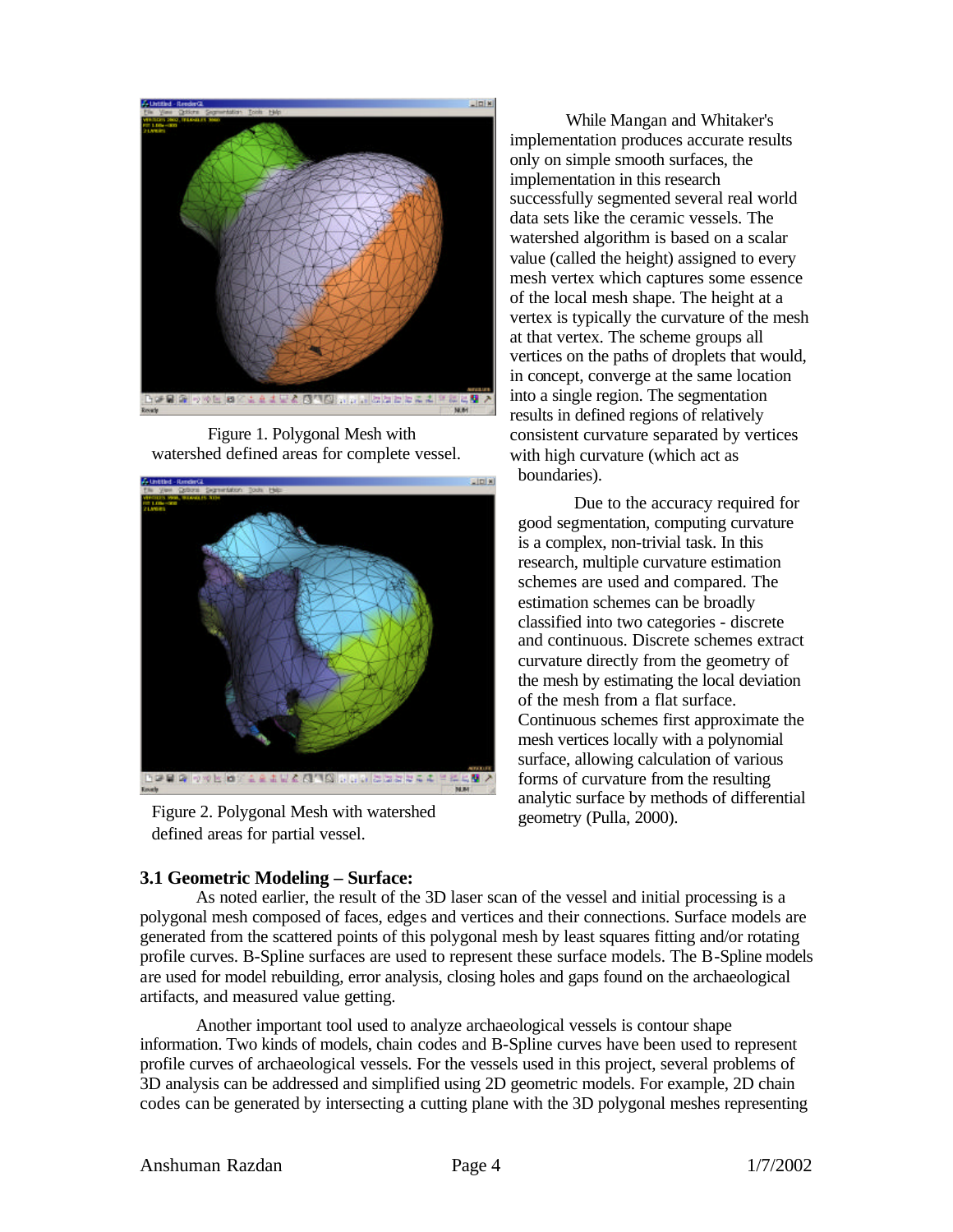Figure 1. Polygonal Mesh with watershed defined areas for complete vessel.

Figure 2. Polygonal Mesh with watershed defined areas for partial vessel.

While Mangan and Whitaker's implementation produces accurate results only on simple smooth surfaces, the implementation in this research successfully segmented several real world data sets like the ceramic vessels. The watershed algorithm is based on a scalar value (called the height) assigned to every mesh vertex which captures some essence of the local mesh shape. The height at a vertex is typically the curvature of the mesh at that vertex. The scheme groups all vertices on the paths of droplets that would, in concept, converge at the same location into a single region. The segmentation results in defined regions of relatively consistent curvature separated by vertices with high curvature (which act as boundaries).

Due to the accuracy required for good segmentation, computing curvature is a complex, non-trivial task. In this research, multiple curvature estimation schemes are used and compared. The estimation schemes can be broadly classified into two categories - discrete and continuous. Discrete schemes extract curvature directly from the geometry of the mesh by estimating the local deviation of the mesh from a flat surface. Continuous schemes first approximate the mesh vertices locally with a polynomial surface, allowing calculation of various forms of curvature from the resulting analytic surface by methods of differential geometry (Pulla, 2000).

### 3.1 Geometric Modeling – Surface:

As noted earlier, the result of the 3D laser scan of the vessel and initial processing is a polygonal mesh composed of faces, edges and vertices and their connections. Surface models are generated from the scattered points of this polygonal mesh by least squares fitting and/or rotating profile curves. B-Spline surfaces are used to represent these surface models. The B-Spline models are used for model rebuilding, error analysis, closing holes and gaps found on the archaeological artifacts, and measured value getting.

Another important tool used to analyze archaeological vessels is contour shape information. Two kinds of models, chain codes and B-Spline curves have been used to represent profile curves of archaeological vessels. For the vessels used in this project, several problems of 3D analysis can be addressed and simplified using 2D geometric models. For example, 2D chain codes can be generated by intersecting a cutting plane with the 3D polygonal meshes representing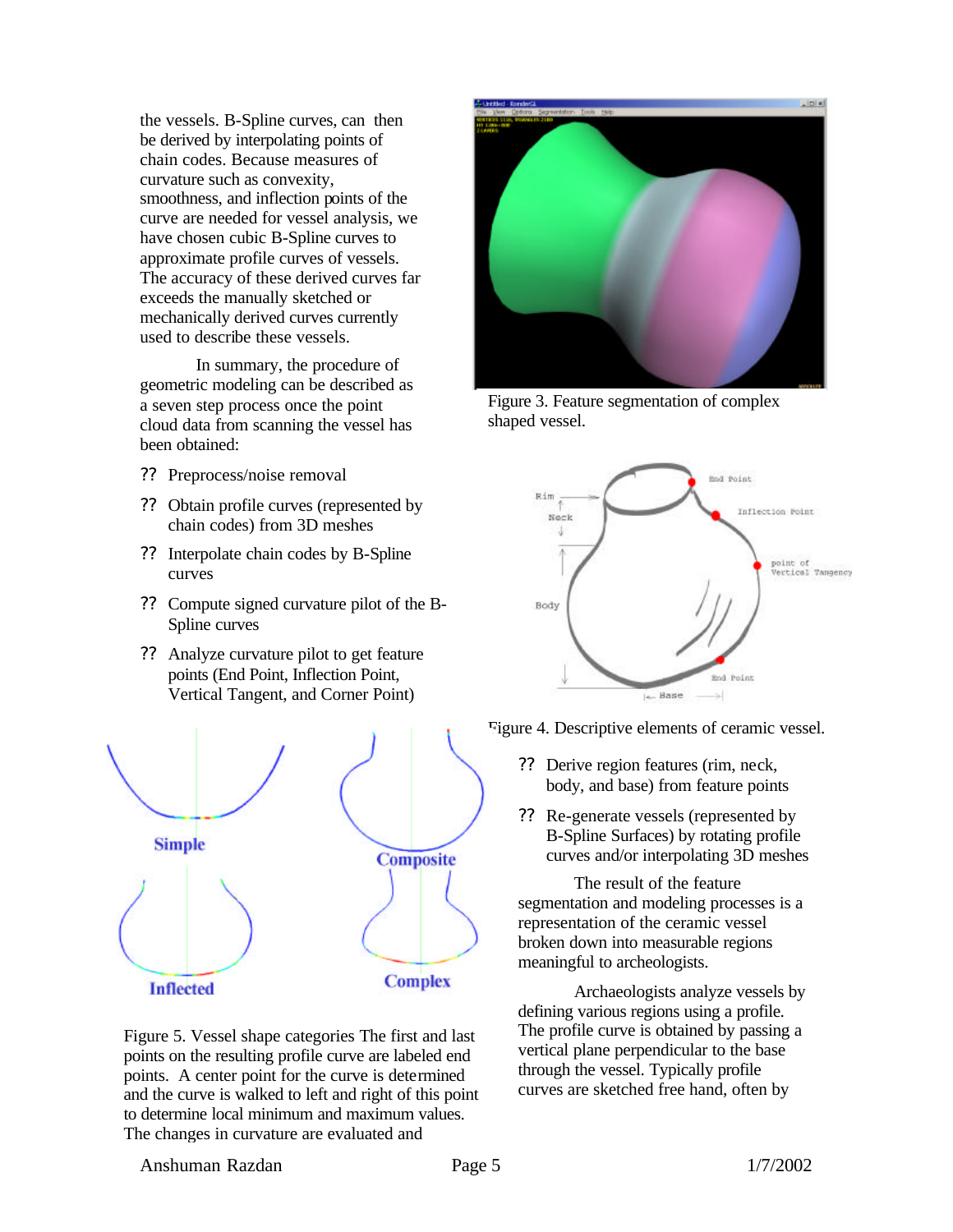the vessels. B-Spline curves, can then be derived by interpolating points of chain codes. Because measures of curvature such as convexity, smoothness, and inflection points of the curve are needed for vessel analysis, we have chosen cubic B-Spline curves to approximate profile curves of vessels. The accuracy of these derived curves far exceeds the manually sketched or mechanically derived curves currently used to describe these vessels.

In summary, the procedure of geometric modeling can be described as a seven step process once the point cloud data from scanning the vessel has been obtained:

- Preprocess/noise removal
- Obtain profile curves (represented by chain codes) from 3D meshes
- Interpolate chain codes by B-Spline curves
- Compute signed curvature pilot of the B-Spline curves
- Analyze curvature pilot to get feature points (End Point, Inflection Point, Vertical Tangent, and Corner Point)
- Derive region features (rim, neck, body, and base) from feature points
- Re-generate vessels (represented by B-Spline Surfaces) by rotating profile curves and/or interpolating 3D meshes

Figure 3. Feature segmentation of complex shaped vessel.

Figure 4. Descriptive elements of ceramic vessel.

Figure 5. Vessel shape categories The first and last points on the resulting profile curve are labeled end points. A center point for the curve is determined and the curve is walked to left and right of this point to determine local minimum and maximum values. The changes in curvature are evaluated and

The result of the feature segmentation and modeling processes is a representation of the ceramic vessel broken down into measurable regions meaningful to archeologists.

Archaeologists analyze vessels by defining various regions using a profile. The profile curve is obtained by passing a vertical plane perpendicular to the base through the vessel. Typically profile curves are sketched free hand, often by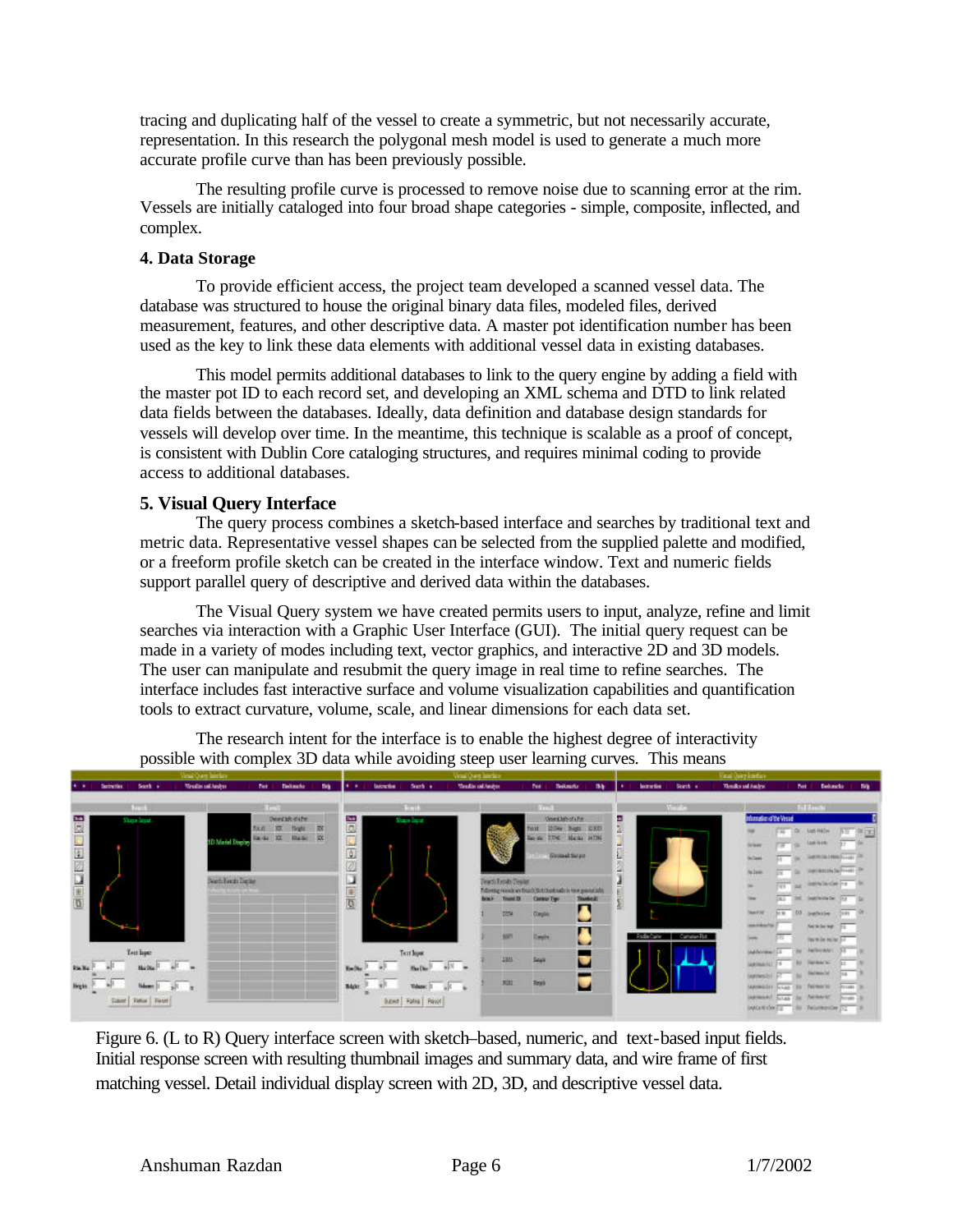tracing and duplicating half of the vessel to create a symmetric, but not necessarily accurate, representation. In this research the polygonal mesh model is used to generate a much more accurate profile curve than has been previously possible.

The resulting profile curve is processed to remove noise due to scanning error at the rim. Vessels are initially cataloged into four broad shape categories - simple, composite, inflected, and complex.

### 4. Data Storage

To provide efficient access, the project team developed a scanned vessel data. The database was structured to house the original binary data files, modeled files, derived measurement, features, and other descriptive data. A master pot identification number has been used as the key to link these data elements with additional vessel data in existing databases.

This model permits additional databases to link to the query engine by adding a field with the master pot ID to each record set, and developing an XML schema and DTD to link related data fields between the databases. Ideally, data definition and database design standards for vessels will develop over time. In the meantime, this technique is scalable as a proof of concept, is consistent with Dublin Core cataloging structures, and requires minimal coding to provide access to additional databases.

### 5. Visual Query Interface

The query process combines a sketch-based interface and searches by traditional text and metric data. Representative vessel shapes can be selected from the supplied palette and modified, or a freeform profile sketch can be created in the interface window. Text and numeric fields support parallel query of descriptive and derived data within the databases.

The Visual Query system we have created permits users to input, analyze, refine and limit searches via interaction with a Graphic User Interface (GUI). The initial query request can be made in a variety of modes including text, vector graphics, and interactive 2D and 3D models. The user can manipulate and resubmit the query image in real time to refine searches. The interface includes fast interactive surface and volume visualization capabilities and quantification tools to extract curvature, volume, scale, and linear dimensions for each data set.

The research intent for the interface is to enable the highest degree of interactivity possible with complex 3D data while avoiding steep user learning curves. This means

Figure 6. (L to R) Query interface screen with sketch–based, numeric, and text-based input fields. Initial response screen with resulting thumbnail images and summary data, and wire frame of first matching vessel. Detail individual display screen with 2D, 3D, and descriptive vessel data.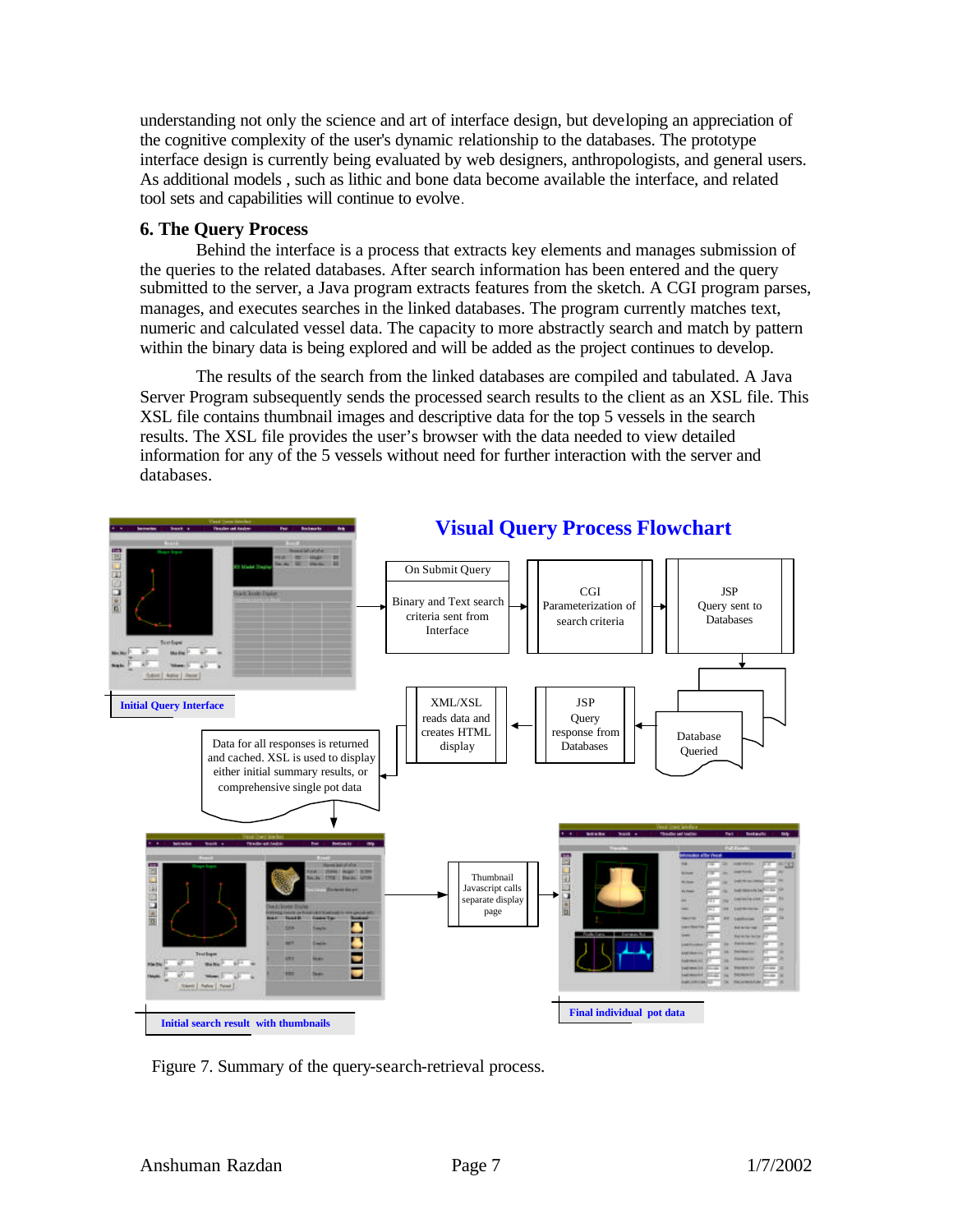understanding not only the science and art of interface design, but developing an appreciation of the cognitive complexity of the user's dynamic relationship to the databases. The prototype interface design is currently being evaluated by web designers, anthropologists, and general users. As additional models , such as lithic and bone data become available the interface, and related tool sets and capabilities will continue to evolve.

### 6. The Query Process

Behind the interface is a process that extracts key elements and manages submission of the queries to the related databases. After search information has been entered and the query submitted to the server, a Java program extracts features from the sketch. A CGI program parses, manages, and executes searches in the linked databases. The program currently matches text, numeric and calculated vessel data. The capacity to more abstractly search and match by pattern within the binary data is being explored and will be added as the project continues to develop.

The results of the search from the linked databases are compiled and tabulated. A Java Server Program subsequently sends the processed search results to the client as an XSL file. This XSL file contains thumbnail images and descriptive data for the top 5 vessels in the search results. The XSL file provides the user's browser with the data needed to view detailed information for any of the 5 vessels without need for further interaction with the server and databases.

**Visual Query Process Flowchart**

Initial Query Interface

On Submit Query

Binary and Text search criteria sent from Interface

CGI Parameterization of search criteria

JSP Query sent to Databases

Database Queried

JSP Query response from Databases

XML/XSL reads data and creates HTML display

Data for all responses is returned and cached. XSL is used to display either initial summary results, or comprehensive single pot data

Initial search result with thumbnails

Thumbnail Javascript calls separate display page

Final individual pot data

Figure 7. Summary of the query-search-retrieval process.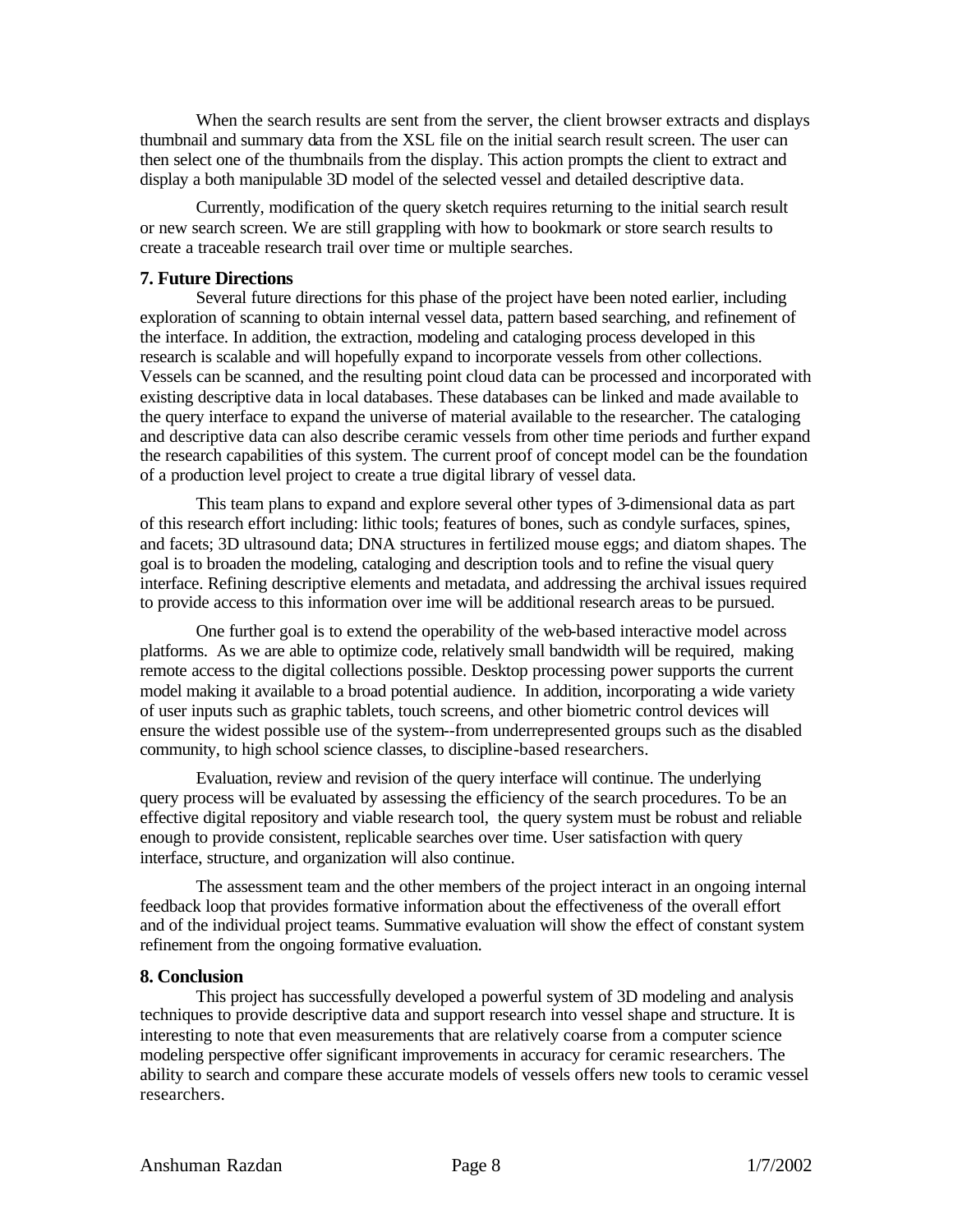When the search results are sent from the server, the client browser extracts and displays thumbnail and summary data from the XSL file on the initial search result screen. The user can then select one of the thumbnails from the display. This action prompts the client to extract and display a both manipulable 3D model of the selected vessel and detailed descriptive data.

Currently, modification of the query sketch requires returning to the initial search result or new search screen. We are still grappling with how to bookmark or store search results to create a traceable research trail over time or multiple searches.

### 7. Future Directions

Several future directions for this phase of the project have been noted earlier, including exploration of scanning to obtain internal vessel data, pattern based searching, and refinement of the interface. In addition, the extraction, modeling and cataloging process developed in this research is scalable and will hopefully expand to incorporate vessels from other collections. Vessels can be scanned, and the resulting point cloud data can be processed and incorporated with existing descriptive data in local databases. These databases can be linked and made available to the query interface to expand the universe of material available to the researcher. The cataloging and descriptive data can also describe ceramic vessels from other time periods and further expand the research capabilities of this system. The current proof of concept model can be the foundation of a production level project to create a true digital library of vessel data.

This team plans to expand and explore several other types of 3-dimensional data as part of this research effort including: lithic tools; features of bones, such as condyle surfaces, spines, and facets; 3D ultrasound data; DNA structures in fertilized mouse eggs; and diatom shapes. The goal is to broaden the modeling, cataloging and description tools and to refine the visual query interface. Refining descriptive elements and metadata, and addressing the archival issues required to provide access to this information over ime will be additional research areas to be pursued.

One further goal is to extend the operability of the web-based interactive model across platforms. As we are able to optimize code, relatively small bandwidth will be required, making remote access to the digital collections possible. Desktop processing power supports the current model making it available to a broad potential audience. In addition, incorporating a wide variety of user inputs such as graphic tablets, touch screens, and other biometric control devices will ensure the widest possible use of the system--from underrepresented groups such as the disabled community, to high school science classes, to discipline-based researchers.

Evaluation, review and revision of the query interface will continue. The underlying query process will be evaluated by assessing the efficiency of the search procedures. To be an effective digital repository and viable research tool, the query system must be robust and reliable enough to provide consistent, replicable searches over time. User satisfaction with query interface, structure, and organization will also continue.

The assessment team and the other members of the project interact in an ongoing internal feedback loop that provides formative information about the effectiveness of the overall effort and of the individual project teams. Summative evaluation will show the effect of constant system refinement from the ongoing formative evaluation.

### 8. Conclusion

This project has successfully developed a powerful system of 3D modeling and analysis techniques to provide descriptive data and support research into vessel shape and structure. It is interesting to note that even measurements that are relatively coarse from a computer science modeling perspective offer significant improvements in accuracy for ceramic researchers. The ability to search and compare these accurate models of vessels offers new tools to ceramic vessel researchers.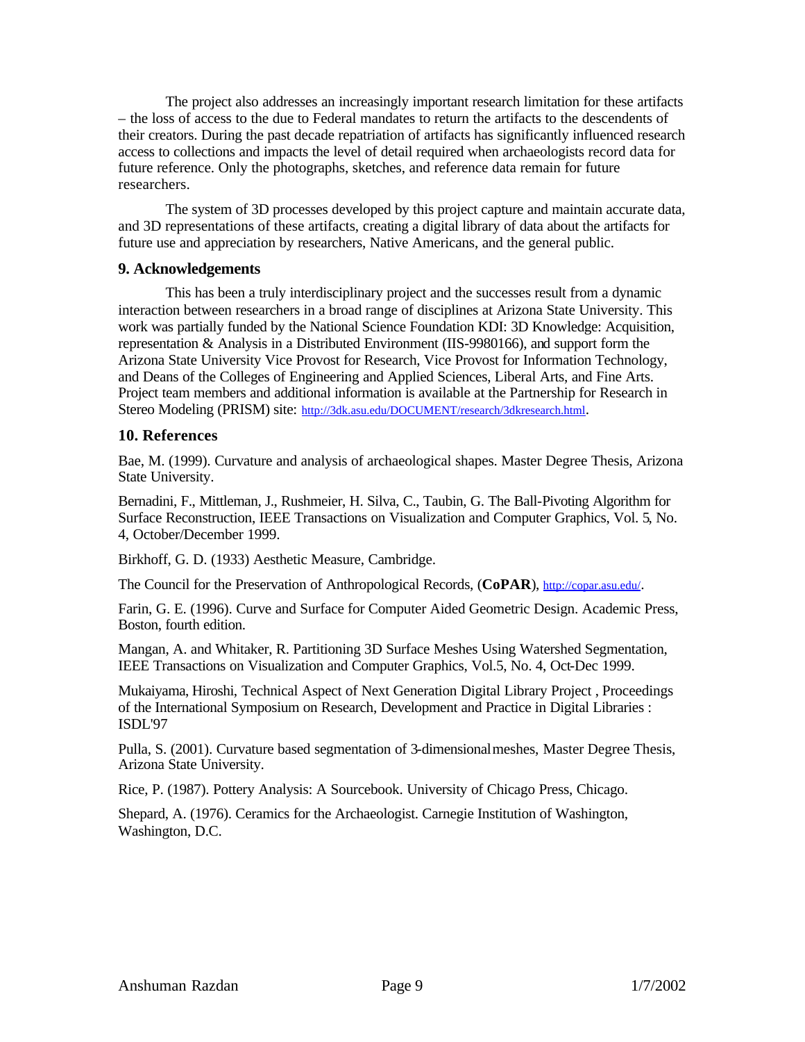The project also addresses an increasingly important research limitation for these artifacts – the loss of access to the due to Federal mandates to return the artifacts to the descendents of their creators. During the past decade repatriation of artifacts has significantly influenced research access to collections and impacts the level of detail required when archaeologists record data for future reference. Only the photographs, sketches, and reference data remain for future researchers.

The system of 3D processes developed by this project capture and maintain accurate data, and 3D representations of these artifacts, creating a digital library of data about the artifacts for future use and appreciation by researchers, Native Americans, and the general public.

### 9. Acknowledgements

This has been a truly interdisciplinary project and the successes result from a dynamic interaction between researchers in a broad range of disciplines at Arizona State University. This work was partially funded by the National Science Foundation KDI: 3D Knowledge: Acquisition, representation & Analysis in a Distributed Environment (IIS-9980166), and support form the Arizona State University Vice Provost for Research, Vice Provost for Information Technology, and Deans of the Colleges of Engineering and Applied Sciences, Liberal Arts, and Fine Arts. Project team members and additional information is available at the Partnership for Research in Stereo Modeling (PRISM) site: http://3dk.asu.edu/DOCUMENT/research/3dkresearch.html.

### 10. References

Bae, M. (1999). Curvature and analysis of archaeological shapes. Master Degree Thesis, Arizona State University.

Bernadini, F., Mittleman, J., Rushmeier, H. Silva, C., Taubin, G. The Ball-Pivoting Algorithm for Surface Reconstruction, IEEE Transactions on Visualization and Computer Graphics, Vol. 5, No. 4, October/December 1999.

Birkhoff, G. D. (1933) Aesthetic Measure, Cambridge.

The Council for the Preservation of Anthropological Records, (**CoPAR**), http://copar.asu.edu/.

Farin, G. E. (1996). Curve and Surface for Computer Aided Geometric Design. Academic Press, Boston, fourth edition.

Mangan, A. and Whitaker, R. Partitioning 3D Surface Meshes Using Watershed Segmentation, IEEE Transactions on Visualization and Computer Graphics, Vol.5, No. 4, Oct-Dec 1999.

Mukaiyama, Hiroshi, Technical Aspect of Next Generation Digital Library Project , Proceedings of the International Symposium on Research, Development and Practice in Digital Libraries : ISDL'97

Pulla, S. (2001). Curvature based segmentation of 3-dimensional meshes, Master Degree Thesis, Arizona State University.

Rice, P. (1987). Pottery Analysis: A Sourcebook. University of Chicago Press, Chicago.

Shepard, A. (1976). Ceramics for the Archaeologist. Carnegie Institution of Washington, Washington, D.C.